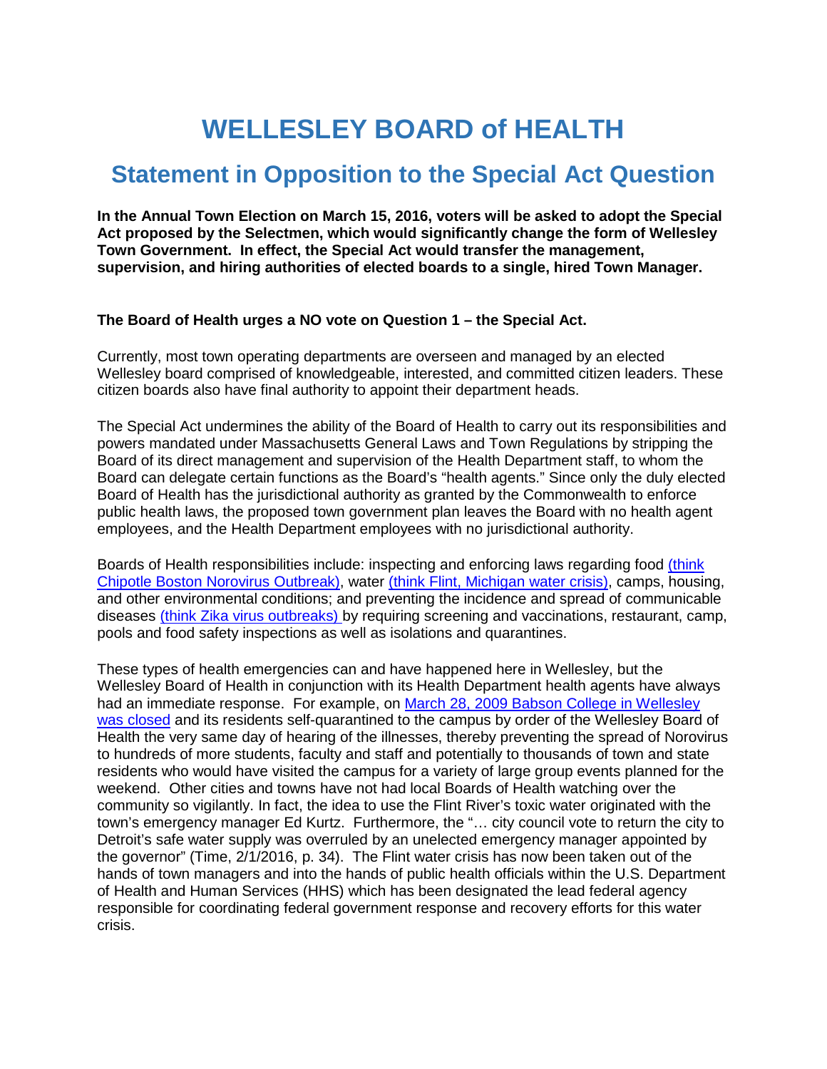# WELLESLEY BOARD of HEALTH

## Statement in Opposition to the Special Act Question

**In the Annual Town Election on March 15, 2016, voters will be asked to adopt the Special Act proposed by the Selectmen, which would significantly change the form of Wellesley Town Government. In effect, the Special Act would transfer the management, supervision, and hiring authorities of elected boards to a single, hired Town Manager.**

**The Board of Health urges a NO vote on Question 1 – the Special Act.**

Currently, most town operating departments are overseen and managed by an elected Wellesley board comprised of knowledgeable, interested, and committed citizen leaders. These citizen boards also have final authority to appoint their department heads.

The Special Act undermines the ability of the Board of Health to carry out its responsibilities and powers mandated under Massachusetts General Laws and Town Regulations by stripping the Board of its direct management and supervision of the Health Department staff, to whom the Board can delegate certain functions as the Board's "health agents." Since only the duly elected Board of Health has the jurisdictional authority as granted by the Commonwealth to enforce public health laws, the proposed town government plan leaves the Board with no health agent employees, and the Health Department employees with no jurisdictional authority.

Boards of Health responsibilities include: inspecting and enforcing laws regarding food (think Chipotle Boston Norovirus Outbreak), water (think Flint, Michigan water crisis), camps, housing, and other environmental conditions; and preventing the incidence and spread of communicable diseases (think Zika virus outbreaks) by requiring screening and vaccinations, restaurant, camp, pools and food safety inspections as well as isolations and quarantines.

These types of health emergencies can and have happened here in Wellesley, but the Wellesley Board of Health in conjunction with its Health Department health agents have always had an immediate response. For example, on March 28, 2009 Babson College in Wellesley was closed and its residents self-quarantined to the campus by order of the Wellesley Board of Health the very same day of hearing of the illnesses, thereby preventing the spread of Norovirus to hundreds of more students, faculty and staff and potentially to thousands of town and state residents who would have visited the campus for a variety of large group events planned for the weekend. Other cities and towns have not had local Boards of Health watching over the community so vigilantly. In fact, the idea to use the Flint River's toxic water originated with the town's emergency manager Ed Kurtz. Furthermore, the "… city council vote to return the city to Detroit's safe water supply was overruled by an unelected emergency manager appointed by the governor" (Time, 2/1/2016, p. 34). The Flint water crisis has now been taken out of the hands of town managers and into the hands of public health officials within the U.S. Department of Health and Human Services (HHS) which has been designated the lead federal agency responsible for coordinating federal government response and recovery efforts for this water crisis.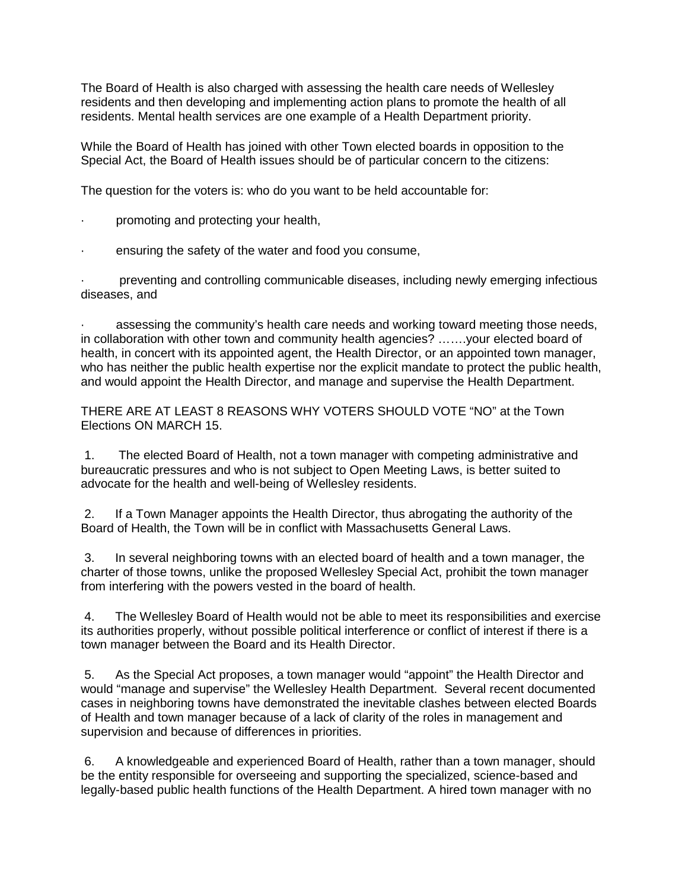The Board of Health is also charged with assessing the health care needs of Wellesley residents and then developing and implementing action plans to promote the health of all residents. Mental health services are one example of a Health Department priority.

While the Board of Health has joined with other Town elected boards in opposition to the Special Act, the Board of Health issues should be of particular concern to the citizens:

The question for the voters is: who do you want to be held accountable for:

- promoting and protecting your health,
- ensuring the safety of the water and food you consume,
- preventing and controlling communicable diseases, including newly emerging infectious diseases, and
- assessing the community's health care needs and working toward meeting those needs, in collaboration with other town and community health agencies? …….your elected board of health, in concert with its appointed agent, the Health Director, or an appointed town manager, who has neither the public health expertise nor the explicit mandate to protect the public health, and would appoint the Health Director, and manage and supervise the Health Department.

THERE ARE AT LEAST 8 REASONS WHY VOTERS SHOULD VOTE "NO" at the Town Elections ON MARCH 15.

1. The elected Board of Health, not a town manager with competing administrative and bureaucratic pressures and who is not subject to Open Meeting Laws, is better suited to advocate for the health and well-being of Wellesley residents.

2. If a Town Manager appoints the Health Director, thus abrogating the authority of the Board of Health, the Town will be in conflict with Massachusetts General Laws.

3. In several neighboring towns with an elected board of health and a town manager, the charter of those towns, unlike the proposed Wellesley Special Act, prohibit the town manager from interfering with the powers vested in the board of health.

4. The Wellesley Board of Health would not be able to meet its responsibilities and exercise its authorities properly, without possible political interference or conflict of interest if there is a town manager between the Board and its Health Director.

5. As the Special Act proposes, a town manager would "appoint" the Health Director and would "manage and supervise" the Wellesley Health Department. Several recent documented cases in neighboring towns have demonstrated the inevitable clashes between elected Boards of Health and town manager because of a lack of clarity of the roles in management and supervision and because of differences in priorities.

6. A knowledgeable and experienced Board of Health, rather than a town manager, should be the entity responsible for overseeing and supporting the specialized, science-based and legally-based public health functions of the Health Department. A hired town manager with no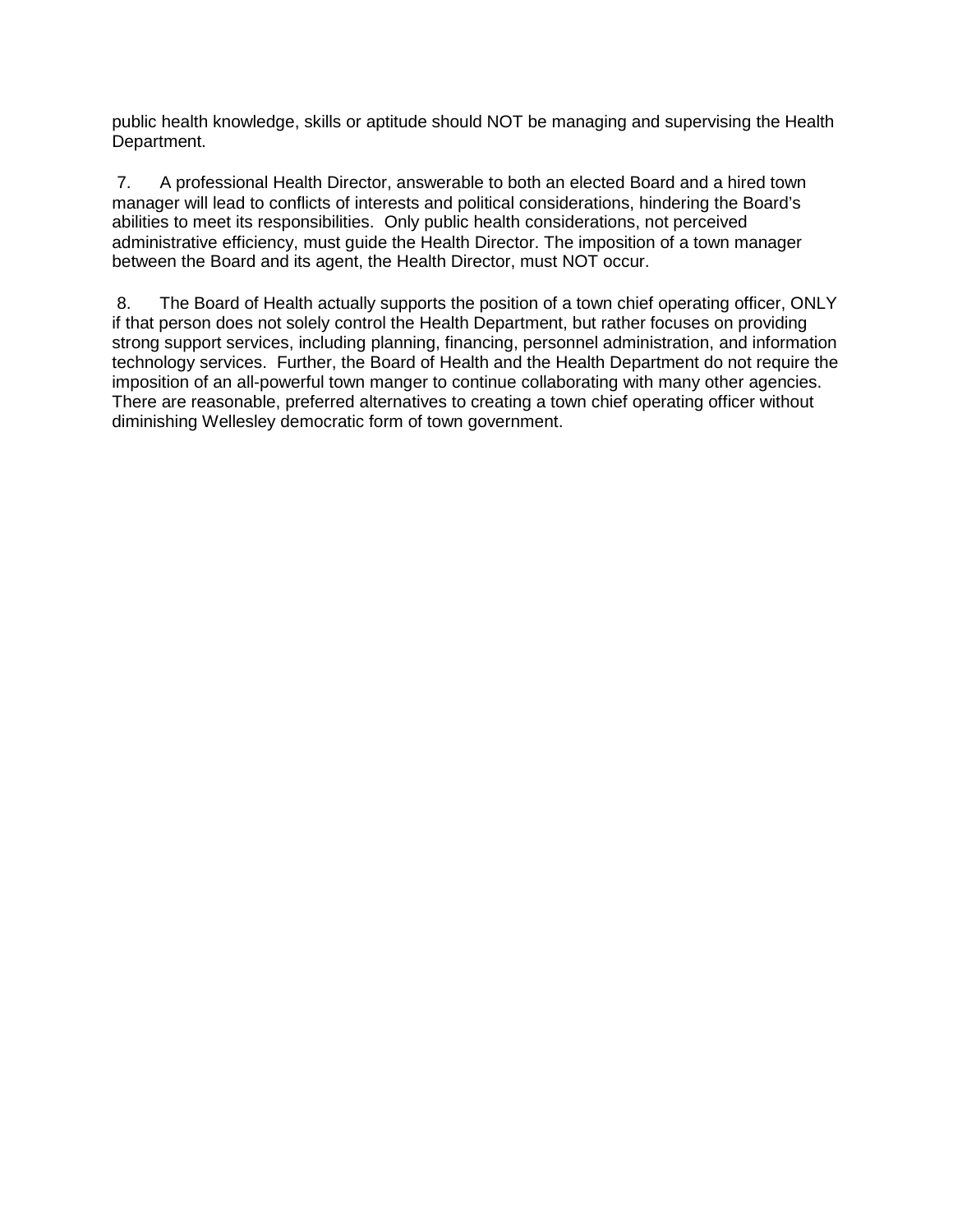public health knowledge, skills or aptitude should NOT be managing and supervising the Health Department.

7. A professional Health Director, answerable to both an elected Board and a hired town manager will lead to conflicts of interests and political considerations, hindering the Board's abilities to meet its responsibilities. Only public health considerations, not perceived administrative efficiency, must guide the Health Director. The imposition of a town manager between the Board and its agent, the Health Director, must NOT occur.

8. The Board of Health actually supports the position of a town chief operating officer, ONLY if that person does not solely control the Health Department, but rather focuses on providing strong support services, including planning, financing, personnel administration, and information technology services. Further, the Board of Health and the Health Department do not require the imposition of an all-powerful town manger to continue collaborating with many other agencies. There are reasonable, preferred alternatives to creating a town chief operating officer without diminishing Wellesley democratic form of town government.